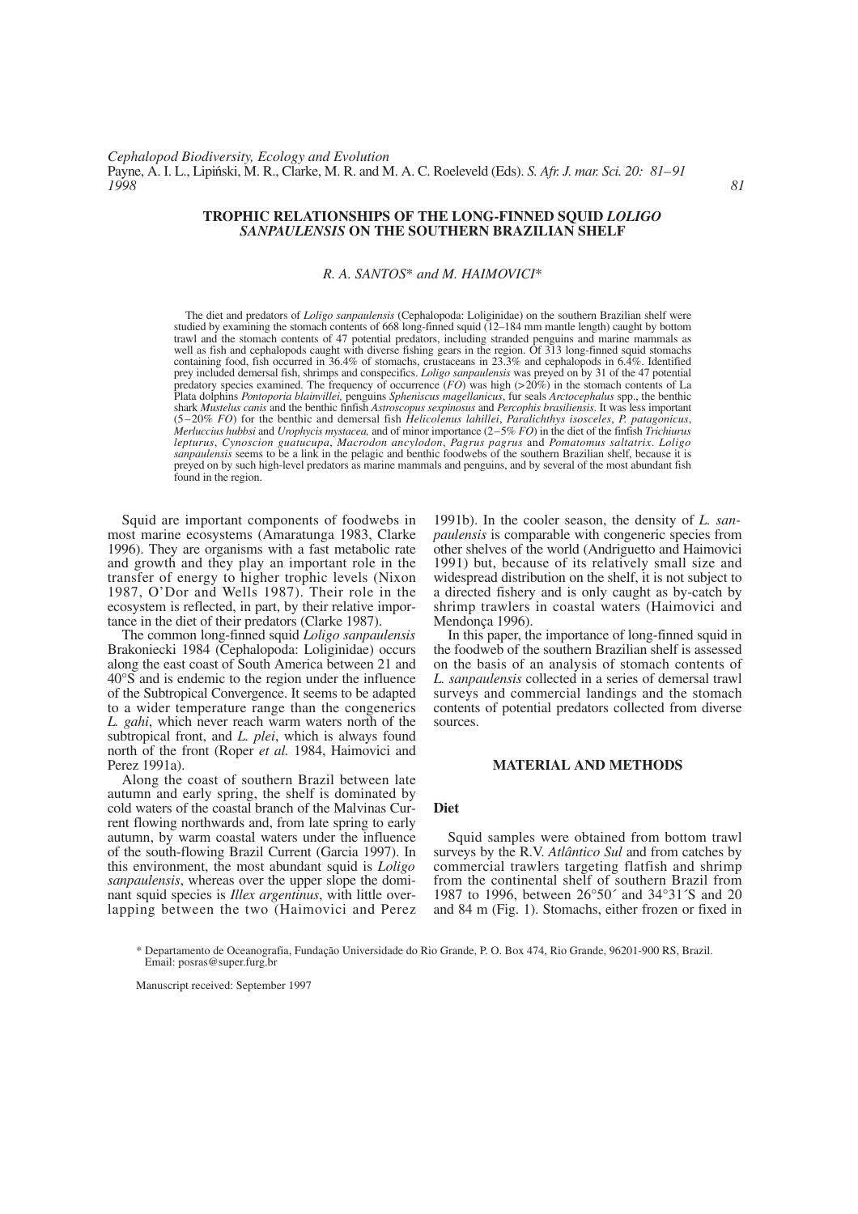# TROPHIC RELATIONSHIPS OF THE LONG-FINNED SQUID *LOLIGO SANPAULENSIS* ON THE SOUTHERN BRAZILIAN SHELF

*R. A. SANTOS\* and M. HAIMOVICI\**

The diet and predators of *Loligo sanpaulensis* (Cephalopoda: Loliginidae) on the southern Brazilian shelf were studied by examining the stomach contents of 668 long-finned squid (12–184 mm mantle length) caught by bottom trawl and the stomach contents of 47 potential predators, including stranded penguins and marine mammals as well as fish and cephalopods caught with diverse fishing gears in the region. Of 313 long-finned squid stomachs containing food, fish occurred in 36.4% of stomachs, crustaceans in 23.3% and cephalopods in 6.4%. Identified prey included demersal fish, shrimps and conspecifics. *Loligo sanpaulensis* was preyed on by 31 of the 47 potential predatory species examined. The frequency of occurrence (*FO*) was high (>20%) in the stomach contents of La Plata dolphins *Pontoporia blainvillei,* penguins *Spheniscus magellanicus*, fur seals *Arctocephalus* spp., the benthic shark *Mustelus canis* and the benthic finfish *Astroscopus sexpinosus* and *Percophis brasiliensis*. It was less important (5–20% *FO*) for the benthic and demersal fish *Helicolenus lahillei*, *Paralichthys isosceles*, *P. patagonicus*, *Merluccius hubbsi* and *Urophycis mystacea,* and of minor importance (2–5% *FO*) in the diet of the finfish *Trichiurus lepturus*, *Cynoscion guatucupa*, *Macrodon ancylodon*, *Pagrus pagrus* and *Pomatomus saltatrix*. *Loligo sanpaulensis* seems to be a link in the pelagic and benthic foodwebs of the southern Brazilian shelf, because it is preyed on by such high-level predators as marine mammals and penguins, and by several of the most abundant fish found in the region.

Squid are important components of foodwebs in most marine ecosystems (Amaratunga 1983, Clarke 1996). They are organisms with a fast metabolic rate and growth and they play an important role in the transfer of energy to higher trophic levels (Nixon 1987, O'Dor and Wells 1987). Their role in the ecosystem is reflected, in part, by their relative importance in the diet of their predators (Clarke 1987).

The common long-finned squid *Loligo sanpaulensis* Brakoniecki 1984 (Cephalopoda: Loliginidae) occurs along the east coast of South America between 21 and 40°S and is endemic to the region under the influence of the Subtropical Convergence. It seems to be adapted to a wider temperature range than the congenerics *L. gahi*, which never reach warm waters north of the subtropical front, and *L. plei*, which is always found north of the front (Roper *et al.* 1984, Haimovici and Perez 1991a).

Along the coast of southern Brazil between late autumn and early spring, the shelf is dominated by cold waters of the coastal branch of the Malvinas Current flowing northwards and, from late spring to early autumn, by warm coastal waters under the influence of the south-flowing Brazil Current (Garcia 1997). In this environment, the most abundant squid is *Loligo sanpaulensis*, whereas over the upper slope the dominant squid species is *Illex argentinus*, with little overlapping between the two (Haimovici and Perez 1991b). In the cooler season, the density of *L. sanpaulensis* is comparable with congeneric species from other shelves of the world (Andriguetto and Haimovici 1991) but, because of its relatively small size and widespread distribution on the shelf, it is not subject to a directed fishery and is only caught as by-catch by shrimp trawlers in coastal waters (Haimovici and Mendonça 1996).

In this paper, the importance of long-finned squid in the foodweb of the southern Brazilian shelf is assessed on the basis of an analysis of stomach contents of *L. sanpaulensis* collected in a series of demersal trawl surveys and commercial landings and the stomach contents of potential predators collected from diverse sources.

## MATERIAL AND METHODS

### Diet

Squid samples were obtained from bottom trawl surveys by the R.V. *Atlântico Sul* and from catches by commercial trawlers targeting flatfish and shrimp from the continental shelf of southern Brazil from 1987 to 1996, between 26°50´ and 34°31´S and 20 and 84 m (Fig. 1). Stomachs, either frozen or fixed in

\* Departamento de Oceanografia, Fundação Universidade do Rio Grande, P. O. Box 474, Rio Grande, 96201-900 RS, Brazil. Email: posras@super.furg.br

Manuscript received: September 1997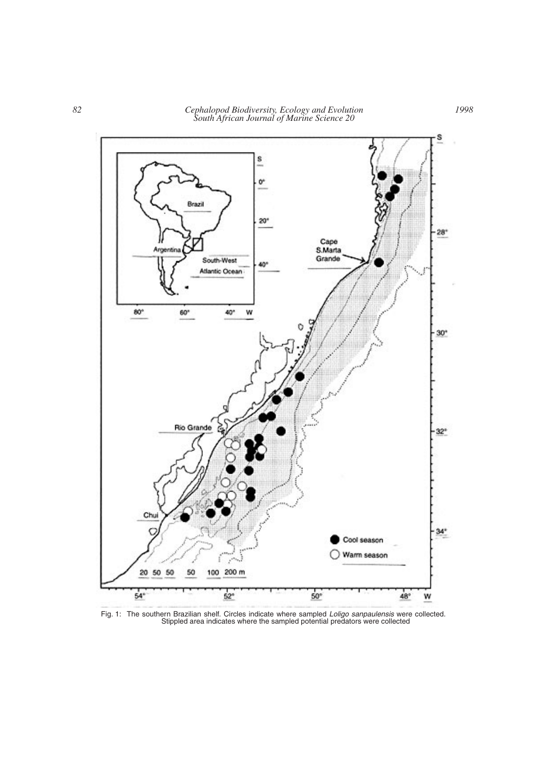Fig. 1: The southern Brazilian shelf. Circles indicate where sampled *Loligo sanpaulensis* were collected. Stippled area indicates where the sampled potential predators were collected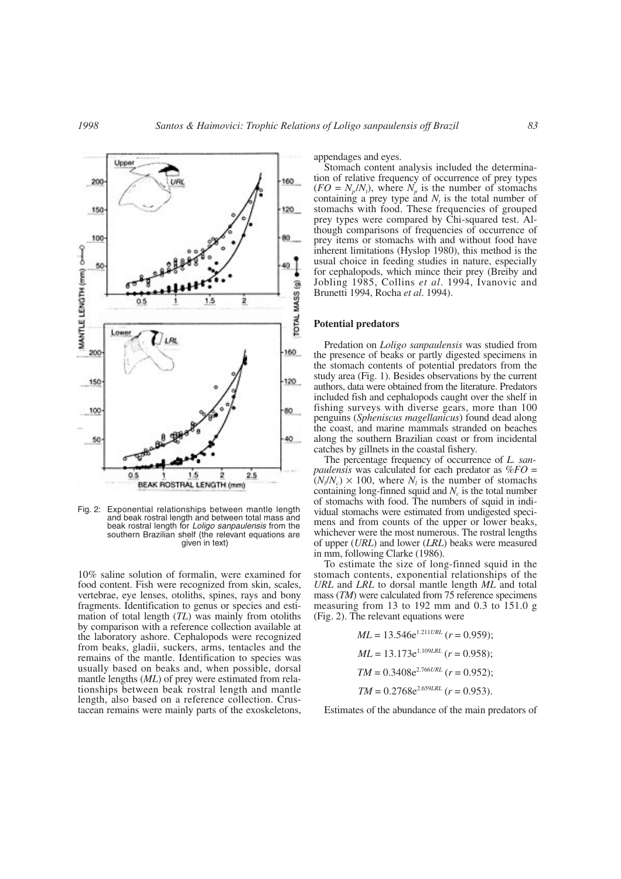Fig. 2: Exponential relationships between mantle length and beak rostral length and between total mass and beak rostral length for *Loligo sanpaulensis* from the southern Brazilian shelf (the relevant equations are given in text)

10% saline solution of formalin, were examined for food content. Fish were recognized from skin, scales, vertebrae, eye lenses, otoliths, spines, rays and bony fragments. Identification to genus or species and estimation of total length (*TL*) was mainly from otoliths by comparison with a reference collection available at the laboratory ashore. Cephalopods were recognized from beaks, gladii, suckers, arms, tentacles and the remains of the mantle. Identification to species was usually based on beaks and, when possible, dorsal mantle lengths (*ML*) of prey were estimated from relationships between beak rostral length and mantle length, also based on a reference collection. Crustacean remains were mainly parts of the exoskeletons, appendages and eyes.

Stomach content analysis included the determination of relative frequency of occurrence of prey types ($FO = N_p/N_t$), where $N_p$ is the number of stomachs containing a prey type and $N_t$ is the total number of stomachs with food. These frequencies of grouped prey types were compared by Chi-squared test. Although comparisons of frequencies of occurrence of prey items or stomachs with and without food have inherent limitations (Hyslop 1980), this method is the usual choice in feeding studies in nature, especially for cephalopods, which mince their prey (Breiby and Jobling 1985, Collins *et al*. 1994, Ivanovic and Brunetti 1994, Rocha *et al*. 1994).

### Potential predators

Predation on *Loligo sanpaulensis* was studied from the presence of beaks or partly digested specimens in the stomach contents of potential predators from the study area (Fig. 1). Besides observations by the current authors, data were obtained from the literature. Predators included fish and cephalopods caught over the shelf in fishing surveys with diverse gears, more than 100 penguins (*Spheniscus magellanicus*) found dead along the coast, and marine mammals stranded on beaches along the southern Brazilian coast or from incidental catches by gillnets in the coastal fishery.

The percentage frequency of occurrence of *L. sanpaulensis* was calculated for each predator as $\%FO = (N_l/N_c) \times 100$, where $N_l$ is the number of stomachs containing long-finned squid and $N_c$ is the total number of stomachs with food. The numbers of squid in individual stomachs were estimated from undigested specimens and from counts of the upper or lower beaks, whichever were the most numerous. The rostral lengths of upper (*URL*) and lower (*LRL*) beaks were measured in mm, following Clarke (1986).

To estimate the size of long-finned squid in the stomach contents, exponential relationships of the *URL* and *LRL* to dorsal mantle length *ML* and total mass (*TM*) were calculated from 75 reference specimens measuring from 13 to 192 mm and 0.3 to 151.0 g (Fig. 2). The relevant equations were

$$ML = 13.546e^{1.211URL} \ (r = 0.959);$$

$$ML = 13.173e^{1.109LRL} \ (r = 0.958);$$

$$TM = 0.3408e^{2.766URL} \ (r = 0.952);$$

$$TM = 0.2768e^{2.659LRL} \ (r = 0.953).$$

Estimates of the abundance of the main predators of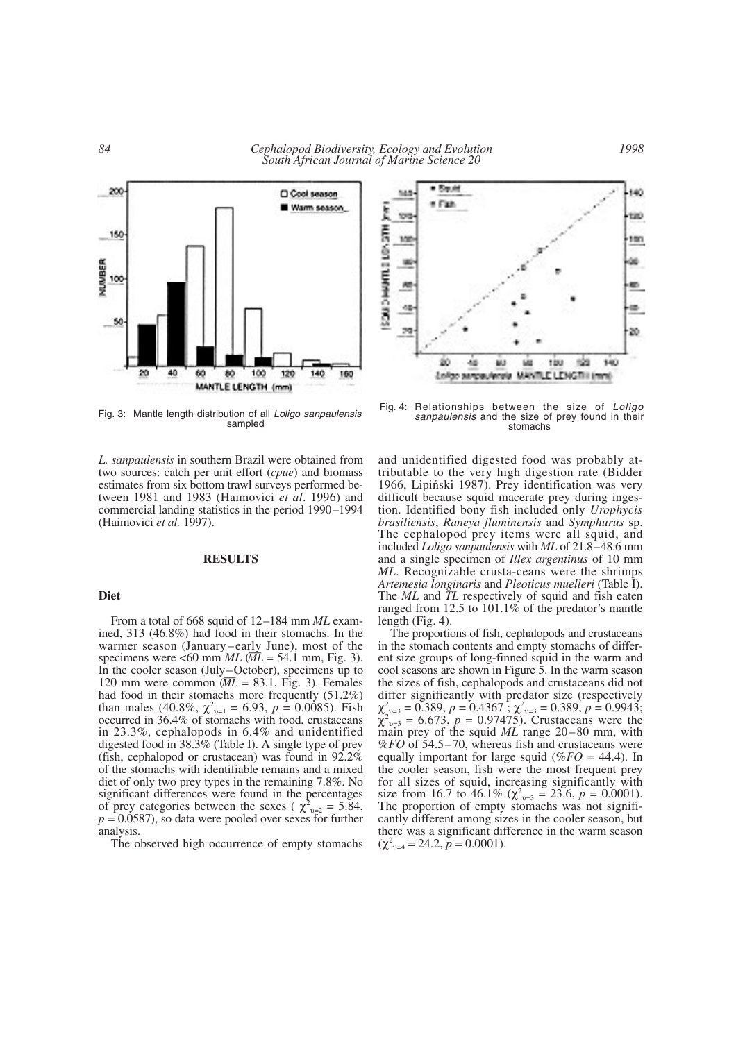Fig. 3: Mantle length distribution of all *Loligo sanpaulensis* sampled

Fig. 4: Relationships between the size of *Loligo sanpaulensis* and the size of prey found in their stomachs

*L. sanpaulensis* in southern Brazil were obtained from two sources: catch per unit effort (*cpue*) and biomass estimates from six bottom trawl surveys performed between 1981 and 1983 (Haimovici *et al*. 1996) and commercial landing statistics in the period 1990–1994 (Haimovici *et al.* 1997).

## RESULTS

### Diet

From a total of 668 squid of 12–184 mm *ML* examined, 313 (46.8%) had food in their stomachs. In the warmer season (January–early June), most of the specimens were <60 mm *ML* ($\overline{ML}$ = 54.1 mm, Fig. 3). In the cooler season (July–October), specimens up to 120 mm were common ($\overline{ML}$ = 83.1, Fig. 3). Females had food in their stomachs more frequently (51.2%) than males (40.8%, $\chi^2_{\upsilon=1}$ = 6.93, $p$ = 0.0085). Fish occurred in 36.4% of stomachs with food, crustaceans in 23.3%, cephalopods in 6.4% and unidentified digested food in 38.3% (Table I). A single type of prey (fish, cephalopod or crustacean) was found in 92.2% of the stomachs with identifiable remains and a mixed diet of only two prey types in the remaining 7.8%. No significant differences were found in the percentages of prey categories between the sexes ($\chi^2_{\upsilon=2}$ = 5.84, $p$ = 0.0587), so data were pooled over sexes for further analysis.

The observed high occurrence of empty stomachs and unidentified digested food was probably attributable to the very high digestion rate (Bidder 1966, Lipiński 1987). Prey identification was very difficult because squid macerate prey during ingestion. Identified bony fish included only *Urophycis brasiliensis*, *Raneya fluminensis* and *Symphurus* sp. The cephalopod prey items were all squid, and included *Loligo sanpaulensis* with *ML* of 21.8–48.6 mm and a single specimen of *Illex argentinus* of 10 mm *ML*. Recognizable crusta-ceans were the shrimps *Artemesia longinaris* and *Pleoticus muelleri* (Table I). The *ML* and *TL* respectively of squid and fish eaten ranged from 12.5 to 101.1% of the predator's mantle length (Fig. 4).

The proportions of fish, cephalopods and crustaceans in the stomach contents and empty stomachs of different size groups of long-finned squid in the warm and cool seasons are shown in Figure 5. In the warm season the sizes of fish, cephalopods and crustaceans did not differ significantly with predator size (respectively $\chi^2_{\upsilon=3}$ = 0.389, $p$ = 0.4367 ; $\chi^2_{\upsilon=3}$ = 0.389, $p$ = 0.9943; $\chi^2_{\upsilon=3}$ = 6.673, $p$ = 0.97475). Crustaceans were the main prey of the squid *ML* range 20–80 mm, with *%FO* of 54.5–70, whereas fish and crustaceans were equally important for large squid (*%FO* = 44.4). In the cooler season, fish were the most frequent prey for all sizes of squid, increasing significantly with size from 16.7 to 46.1% ($\chi^2_{\upsilon=3}$ = 23.6, $p$ = 0.0001). The proportion of empty stomachs was not significantly different among sizes in the cooler season, but there was a significant difference in the warm season ($\chi^2_{\upsilon=4}$ = 24.2, $p$ = 0.0001).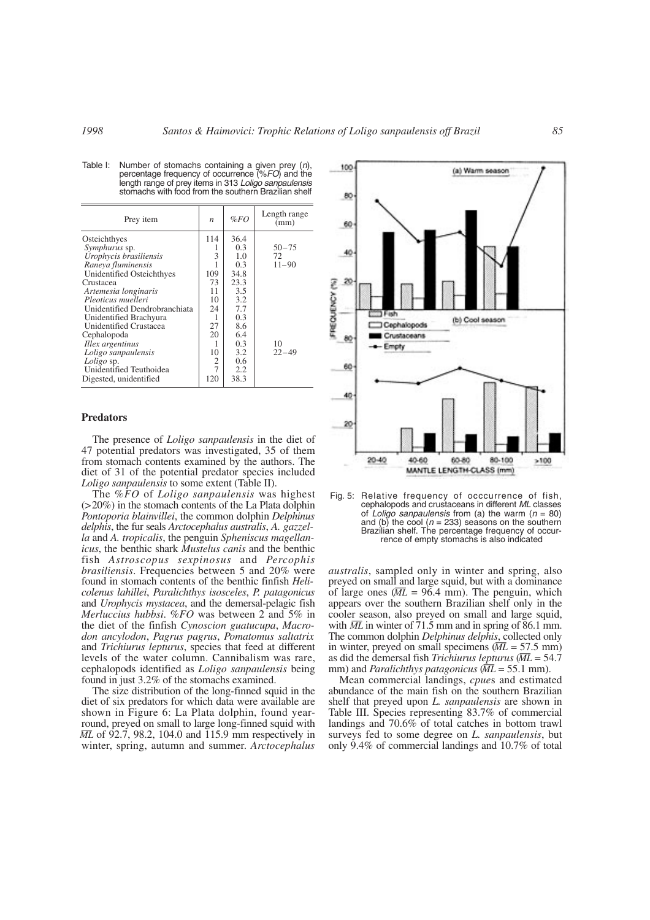Table I: Number of stomachs containing a given prey ($n$), percentage frequency of occurrence (%$FO$) and the length range of prey items in 313 *Loligo sanpaulensis* stomachs with food from the southern Brazilian shelf

| Prey item | $n$ | %$FO$ | Length range (mm) |
|---|---|---|---|
| Osteichthyes | 114 | 36.4 | |
| *Symphurus* sp. | 1 | 0.3 | 50–75 |
| *Urophycis brasiliensis* | 3 | 1.0 | 72 |
| *Raneya fluminensis* | 1 | 0.3 | 11–90 |
| Unidentified Osteichthyes | 109 | 34.8 | |
| Crustacea | 73 | 23.3 | |
| *Artemesia longinaris* | 11 | 3.5 | |
| *Pleoticus muelleri* | 10 | 3.2 | |
| Unidentified Dendrobranchiata | 24 | 7.7 | |
| Unidentified Brachyura | 1 | 0.3 | |
| Unidentified Crustacea | 27 | 8.6 | |
| Cephalopoda | 20 | 6.4 | |
| *Illex argentinus* | 1 | 0.3 | 10 |
| *Loligo sanpaulensis* | 10 | 3.2 | 22–49 |
| *Loligo* sp. | 2 | 0.6 | |
| Unidentified Teuthoidea | 7 | 2.2 | |
| Digested, unidentified | 120 | 38.3 | |

Fig. 5: Relative frequency of occcurrence of fish, cephalopods and crustaceans in different $ML$ classes of *Loligo sanpaulensis* from (a) the warm ($n$ = 80) and (b) the cool ($n$ = 233) seasons on the southern Brazilian shelf. The percentage frequency of occurrence of empty stomachs is also indicated

### Predators

The presence of *Loligo sanpaulensis* in the diet of 47 potential predators was investigated, 35 of them from stomach contents examined by the authors. The diet of 31 of the potential predator species included *Loligo sanpaulensis* to some extent (Table II).

The %$FO$ of *Loligo sanpaulensis* was highest (>20%) in the stomach contents of the La Plata dolphin *Pontoporia blainvillei*, the common dolphin *Delphinus delphis*, the fur seals *Arctocephalus australis*, *A. gazzella* and *A. tropicalis*, the penguin *Spheniscus magellanicus*, the benthic shark *Mustelus canis* and the benthic fish *Astroscopus sexpinosus* and *Percophis brasiliensis*. Frequencies between 5 and 20% were found in stomach contents of the benthic finfish *Helicolenus lahillei*, *Paralichthys isosceles*, *P. patagonicus* and *Urophycis mystacea*, and the demersal-pelagic fish *Merluccius hubbsi*. %$FO$ was between 2 and 5% in the diet of the finfish *Cynoscion guatucupa*, *Macrodon ancylodon*, *Pagrus pagrus*, *Pomatomus saltatrix* and *Trichiurus lepturus*, species that feed at different levels of the water column. Cannibalism was rare, cephalopods identified as *Loligo sanpaulensis* being found in just 3.2% of the stomachs examined.

The size distribution of the long-finned squid in the diet of six predators for which data were available are shown in Figure 6: La Plata dolphin, found year-round, preyed on small to large long-finned squid with $\overline{ML}$ of 92.7, 98.2, 104.0 and 115.9 mm respectively in winter, spring, autumn and summer. *Arctocephalus australis*, sampled only in winter and spring, also preyed on small and large squid, but with a dominance of large ones ($\overline{ML}$ = 96.4 mm). The penguin, which appears over the southern Brazilian shelf only in the cooler season, also preyed on small and large squid, with $\overline{ML}$ in winter of 71.5 mm and in spring of 86.1 mm. The common dolphin *Delphinus delphis*, collected only in winter, preyed on small specimens ($\overline{ML}$ = 57.5 mm) as did the demersal fish *Trichiurus lepturus* ($\overline{ML}$ = 54.7 mm) and *Paralichthys patagonicus* ($\overline{ML}$ = 55.1 mm).

Mean commercial landings, *cpue*s and estimated abundance of the main fish on the southern Brazilian shelf that preyed upon *L. sanpaulensis* are shown in Table III. Species representing 83.7% of commercial landings and 70.6% of total catches in bottom trawl surveys fed to some degree on *L. sanpaulensis*, but only 9.4% of commercial landings and 10.7% of total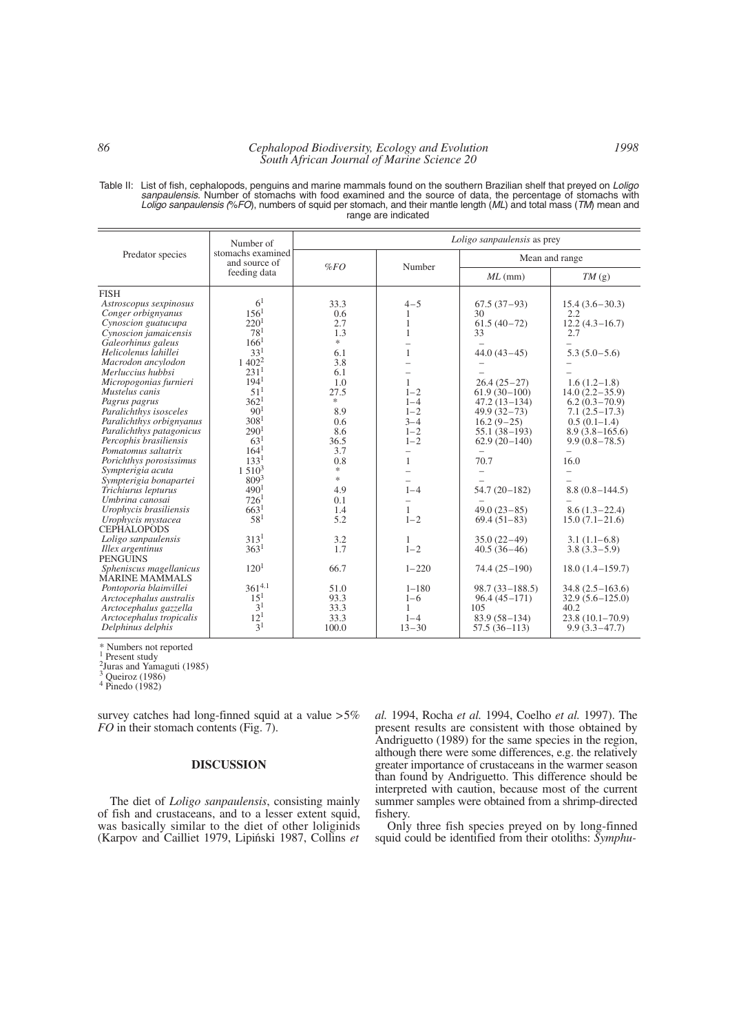Table II: List of fish, cephalopods, penguins and marine mammals found on the southern Brazilian shelf that preyed on *Loligo sanpaulensis*. Number of stomachs with food examined and the source of data, the percentage of stomachs with *Loligo sanpaulensis* (*%FO*), numbers of squid per stomach, and their mantle length (*ML*) and total mass (*TM*) mean and range are indicated

| Predator species | Number of stomachs examined and source of feeding data | *Loligo sanpaulensis* as prey | | | |
|---|---|---|---|---|---|
| | | *%FO* | Number | Mean and range | |
| | | | | *ML* (mm) | *TM* (g) |
| FISH | | | | | |
| *Astroscopus sexpinosus* | 6[1] | 33.3 | 4–5 | 67.5 (37–93) | 15.4 (3.6–30.3) |
| *Conger orbignyanus* | 156[1] | 0.6 | 1 | 30 | 2.2 |
| *Cynoscion guatucupa* | 220[1] | 2.7 | 1 | 61.5 (40–72) | 12.2 (4.3–16.7) |
| *Cynoscion jamaicensis* | 78[1] | 1.3 | 1 | 33 | 2.7 |
| *Galeorhinus galeus* | 166[1] | * | – | – | – |
| *Helicolenus lahillei* | 33[1] | 6.1 | 1 | 44.0 (43–45) | 5.3 (5.0–5.6) |
| *Macrodon ancylodon* | 1 402[2] | 3.8 | – | – | – |
| *Merluccius hubbsi* | 231[1] | 6.1 | – | – | – |
| *Micropogonias furnieri* | 194[1] | 1.0 | 1 | 26.4 (25–27) | 1.6 (1.2–1.8) |
| *Mustelus canis* | 51[1] | 27.5 | 1–2 | 61.9 (30–100) | 14.0 (2.2–35.9) |
| *Pagrus pagrus* | 362[1] | * | 1–4 | 47.2 (13–134) | 6.2 (0.3–70.9) |
| *Paralichthys isosceles* | 90[1] | 8.9 | 1–2 | 49.9 (32–73) | 7.1 (2.5–17.3) |
| *Paralichthys orbignyanus* | 308[1] | 0.6 | 3–4 | 16.2 (9–25) | 0.5 (0.1–1.4) |
| *Paralichthys patagonicus* | 290[1] | 8.6 | 1–2 | 55.1 (38–193) | 8.9 (3.8–165.6) |
| *Percophis brasiliensis* | 63[1] | 36.5 | 1–2 | 62.9 (20–140) | 9.9 (0.8–78.5) |
| *Pomatomus saltatrix* | 164[1] | 3.7 | – | – | – |
| *Porichthys porosissimus* | 133[1] | 0.8 | 1 | 70.7 | 16.0 |
| *Sympterigia acuta* | 1 510[3] | * | – | – | – |
| *Sympterigia bonapartei* | 809[3] | * | – | – | – |
| *Trichiurus lepturus* | 490[1] | 4.9 | 1–4 | 54.7 (20–182) | 8.8 (0.8–144.5) |
| *Umbrina canosai* | 726[1] | 0.1 | – | – | – |
| *Urophycis brasiliensis* | 663[1] | 1.4 | 1 | 49.0 (23–85) | 8.6 (1.3–22.4) |
| *Urophycis mystacea* | 58[1] | 5.2 | 1–2 | 69.4 (51–83) | 15.0 (7.1–21.6) |
| CEPHALOPODS | | | | | |
| *Loligo sanpaulensis* | 313[1] | 3.2 | 1 | 35.0 (22–49) | 3.1 (1.1–6.8) |
| *Illex argentinus* | 363[1] | 1.7 | 1–2 | 40.5 (36–46) | 3.8 (3.3–5.9) |
| PENGUINS | | | | | |
| *Spheniscus magellanicus* | 120[1] | 66.7 | 1–220 | 74.4 (25–190) | 18.0 (1.4–159.7) |
| MARINE MAMMALS | | | | | |
| *Pontoporia blainvillei* | 361[4,1] | 51.0 | 1–180 | 98.7 (33–188.5) | 34.8 (2.5–163.6) |
| *Arctocephalus australis* | 15[1] | 93.3 | 1–6 | 96.4 (45–171) | 32.9 (5.6–125.0) |
| *Arctocephalus gazzella* | 3[1] | 33.3 | 1 | 105 | 40.2 |
| *Arctocephalus tropicalis* | 12[1] | 33.3 | 1–4 | 83.9 (58–134) | 23.8 (10.1–70.9) |
| *Delphinus delphis* | 3[1] | 100.0 | 13–30 | 57.5 (36–113) | 9.9 (3.3–47.7) |

\* Numbers not reported
[1] Present study
[2] Juras and Yamaguti (1985)
[3] Queiroz (1986)
[4] Pinedo (1982)

survey catches had long-finned squid at a value >5% *FO* in their stomach contents (Fig. 7).

## DISCUSSION

The diet of *Loligo sanpaulensis*, consisting mainly of fish and crustaceans, and to a lesser extent squid, was basically similar to the diet of other loliginids (Karpov and Cailliet 1979, Lipiński 1987, Collins *et al.* 1994, Rocha *et al.* 1994, Coelho *et al.* 1997). The present results are consistent with those obtained by Andriguetto (1989) for the same species in the region, although there were some differences, e.g. the relatively greater importance of crustaceans in the warmer season than found by Andriguetto. This difference should be interpreted with caution, because most of the current summer samples were obtained from a shrimp-directed fishery.

Only three fish species preyed on by long-finned squid could be identified from their otoliths: *Symphu-*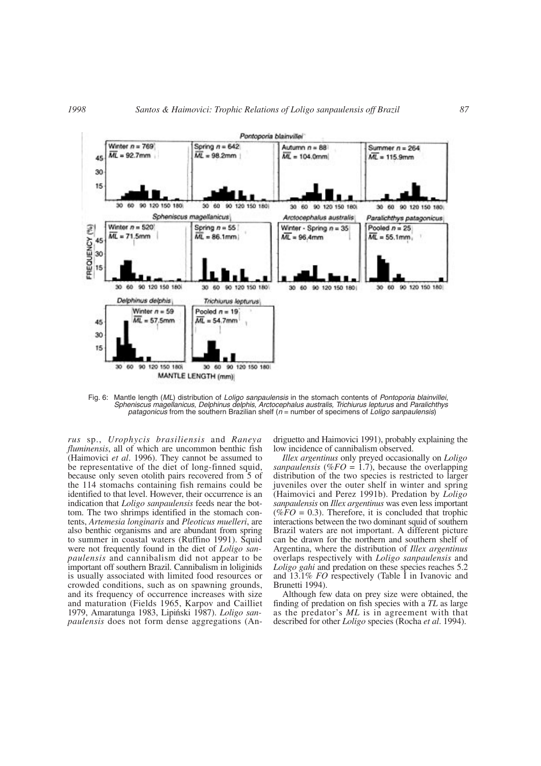Fig. 6: Mantle length (*ML*) distribution of *Loligo sanpaulensis* in the stomach contents of *Pontoporia blainvillei*, *Spheniscus magellanicus*, *Delphinus delphis*, *Arctocephalus australis*, *Trichiurus lepturus* and *Paralichthys patagonicus* from the southern Brazilian shelf (*n* = number of specimens of *Loligo sanpaulensis*)

*rus* sp., *Urophycis brasiliensis* and *Raneya fluminensis*, all of which are uncommon benthic fish (Haimovici *et al*. 1996). They cannot be assumed to be representative of the diet of long-finned squid, because only seven otolith pairs recovered from 5 of the 114 stomachs containing fish remains could be identified to that level. However, their occurrence is an indication that *Loligo sanpaulensis* feeds near the bottom. The two shrimps identified in the stomach contents, *Artemesia longinaris* and *Pleoticus muelleri*, are also benthic organisms and are abundant from spring to summer in coastal waters (Ruffino 1991). Squid were not frequently found in the diet of *Loligo sanpaulensis* and cannibalism did not appear to be important off southern Brazil. Cannibalism in loliginids is usually associated with limited food resources or crowded conditions, such as on spawning grounds, and its frequency of occurrence increases with size and maturation (Fields 1965, Karpov and Cailliet 1979, Amaratunga 1983, Lipiński 1987). *Loligo sanpaulensis* does not form dense aggregations (Andriguetto and Haimovici 1991), probably explaining the low incidence of cannibalism observed.

*Illex argentinus* only preyed occasionally on *Loligo sanpaulensis* (*%FO* = 1.7), because the overlapping distribution of the two species is restricted to larger juveniles over the outer shelf in winter and spring (Haimovici and Perez 1991b). Predation by *Loligo sanpaulensis* on *Illex argentinus* was even less important (*%FO* = 0.3). Therefore, it is concluded that trophic interactions between the two dominant squid of southern Brazil waters are not important. A different picture can be drawn for the northern and southern shelf of Argentina, where the distribution of *Illex argentinus* overlaps respectively with *Loligo sanpaulensis* and *Loligo gahi* and predation on these species reaches 5.2 and 13.1% *FO* respectively (Table I in Ivanovic and Brunetti 1994).

Although few data on prey size were obtained, the finding of predation on fish species with a *TL* as large as the predator's *ML* is in agreement with that described for other *Loligo* species (Rocha *et al*. 1994).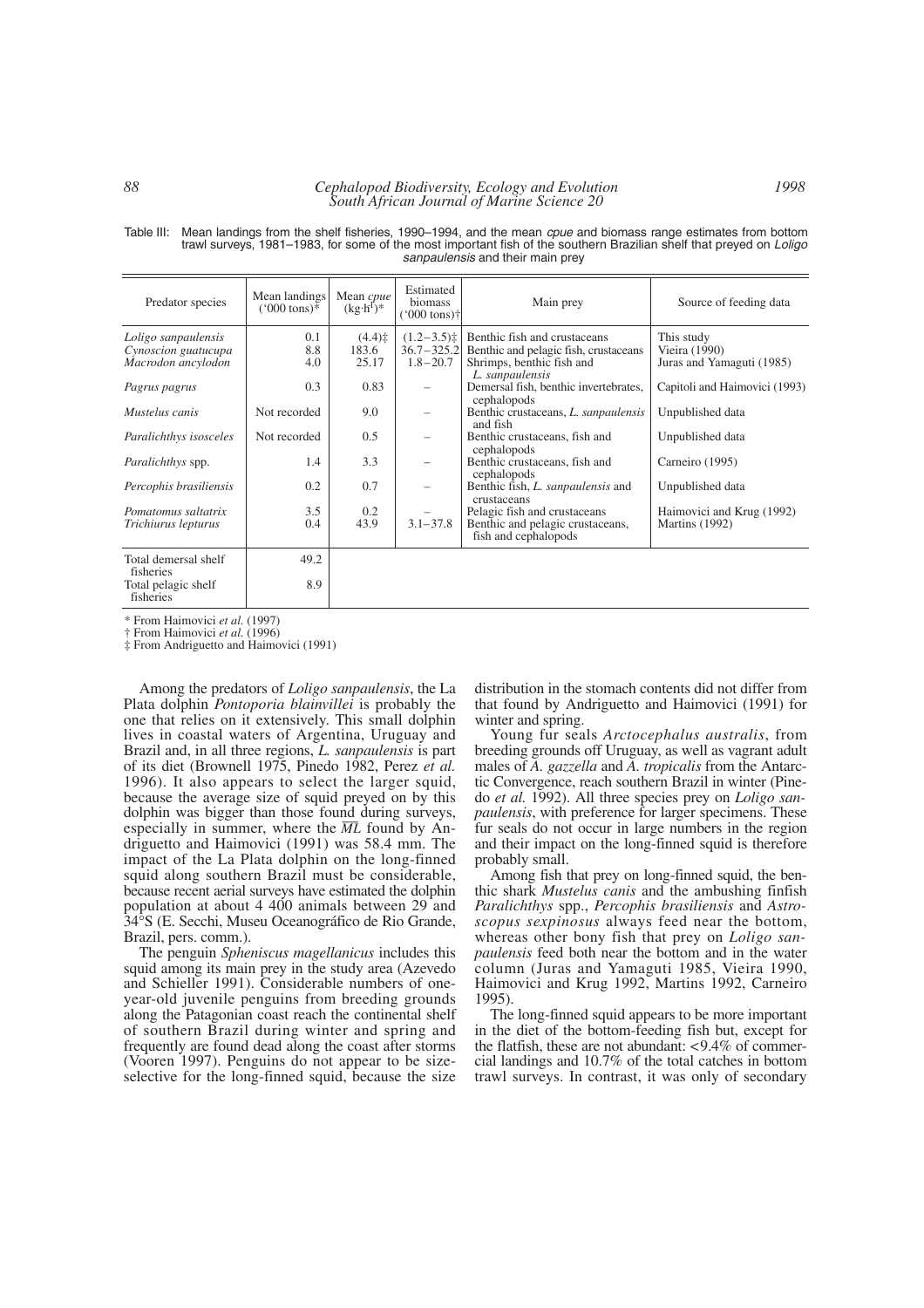Table III: Mean landings from the shelf fisheries, 1990–1994, and the mean *cpue* and biomass range estimates from bottom trawl surveys, 1981–1983, for some of the most important fish of the southern Brazilian shelf that preyed on *Loligo sanpaulensis* and their main prey

| Predator species | Mean landings ('000 tons)* | Mean *cpue* ($kg \cdot h^{-1}$)* | Estimated biomass ('000 tons)† | Main prey | Source of feeding data |
|---|---|---|---|---|---|
| *Loligo sanpaulensis* | 0.1 | (4.4)‡ | (1.2–3.5)‡ | Benthic fish and crustaceans | This study |
| *Cynoscion guatucupa* | 8.8 | 183.6 | 36.7–325.2 | Benthic and pelagic fish, crustaceans | Vieira (1990) |
| *Macrodon ancylodon* | 4.0 | 25.17 | 1.8–20.7 | Shrimps, benthic fish and *L. sanpaulensis* | Juras and Yamaguti (1985) |
| *Pagrus pagrus* | 0.3 | 0.83 | – | Demersal fish, benthic invertebrates, cephalopods | Capitoli and Haimovici (1993) |
| *Mustelus canis* | Not recorded | 9.0 | – | Benthic crustaceans, *L. sanpaulensis* and fish | Unpublished data |
| *Paralichthys isosceles* | Not recorded | 0.5 | – | Benthic crustaceans, fish and cephalopods | Unpublished data |
| *Paralichthys* spp. | 1.4 | 3.3 | – | Benthic crustaceans, fish and cephalopods | Carneiro (1995) |
| *Percophis brasiliensis* | 0.2 | 0.7 | – | Benthic fish, *L. sanpaulensis* and crustaceans | Unpublished data |
| *Pomatomus saltatrix* | 3.5 | 0.2 | – | Pelagic fish and crustaceans | Haimovici and Krug (1992) |
| *Trichiurus lepturus* | 0.4 | 43.9 | 3.1–37.8 | Benthic and pelagic crustaceans, fish and cephalopods | Martins (1992) |
| Total demersal shelf fisheries | 49.2 | | | | |
| Total pelagic shelf fisheries | 8.9 | | | | |

\* From Haimovici *et al.* (1997)
† From Haimovici *et al.* (1996)
‡ From Andriguetto and Haimovici (1991)

Among the predators of *Loligo sanpaulensis*, the La Plata dolphin *Pontoporia blainvillei* is probably the one that relies on it extensively. This small dolphin lives in coastal waters of Argentina, Uruguay and Brazil and, in all three regions, *L. sanpaulensis* is part of its diet (Brownell 1975, Pinedo 1982, Perez *et al.* 1996). It also appears to select the larger squid, because the average size of squid preyed on by this dolphin was bigger than those found during surveys, especially in summer, where the $\overline{ML}$ found by Andriguetto and Haimovici (1991) was 58.4 mm. The impact of the La Plata dolphin on the long-finned squid along southern Brazil must be considerable, because recent aerial surveys have estimated the dolphin population at about 4 400 animals between 29 and 34°S (E. Secchi, Museu Oceanográfico de Rio Grande, Brazil, pers. comm.).

The penguin *Spheniscus magellanicus* includes this squid among its main prey in the study area (Azevedo and Schieller 1991). Considerable numbers of one-year-old juvenile penguins from breeding grounds along the Patagonian coast reach the continental shelf of southern Brazil during winter and spring and frequently are found dead along the coast after storms (Vooren 1997). Penguins do not appear to be size-selective for the long-finned squid, because the size distribution in the stomach contents did not differ from that found by Andriguetto and Haimovici (1991) for winter and spring.

Young fur seals *Arctocephalus australis*, from breeding grounds off Uruguay, as well as vagrant adult males of *A. gazzella* and *A. tropicalis* from the Antarctic Convergence, reach southern Brazil in winter (Pinedo *et al.* 1992). All three species prey on *Loligo sanpaulensis*, with preference for larger specimens. These fur seals do not occur in large numbers in the region and their impact on the long-finned squid is therefore probably small.

Among fish that prey on long-finned squid, the benthic shark *Mustelus canis* and the ambushing finfish *Paralichthys* spp., *Percophis brasiliensis* and *Astroscopus sexpinosus* always feed near the bottom, whereas other bony fish that prey on *Loligo sanpaulensis* feed both near the bottom and in the water column (Juras and Yamaguti 1985, Vieira 1990, Haimovici and Krug 1992, Martins 1992, Carneiro 1995).

The long-finned squid appears to be more important in the diet of the bottom-feeding fish but, except for the flatfish, these are not abundant: <9.4% of commercial landings and 10.7% of the total catches in bottom trawl surveys. In contrast, it was only of secondary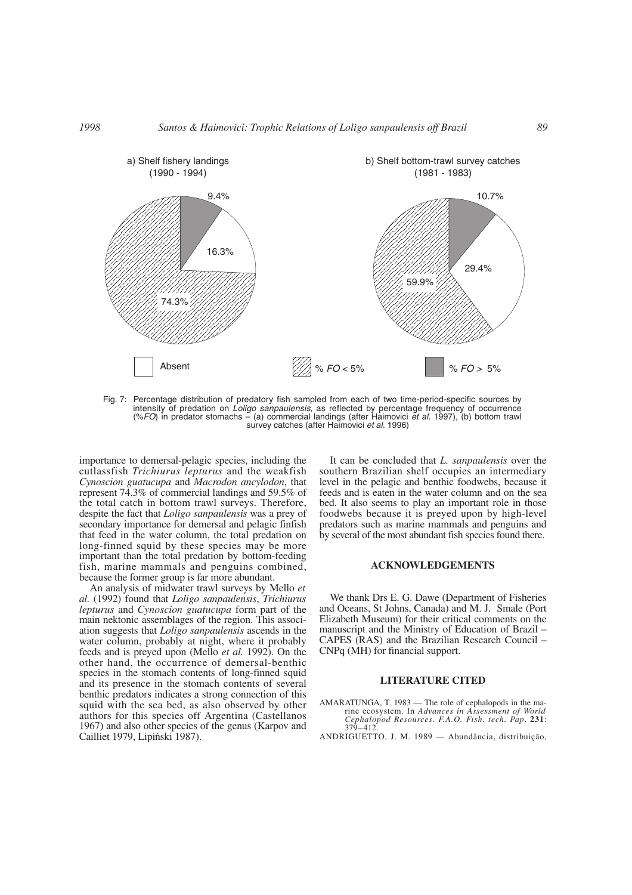a) Shelf fishery landings (1990 - 1994)

b) Shelf bottom-trawl survey catches (1981 - 1983)

| | a) Shelf fishery landings (1990 - 1994) | b) Shelf bottom-trawl survey catches (1981 - 1983) |
|---|---|---|
| Absent | 16.3% | 29.4% |
| % *FO* < 5% | 74.3% | 59.9% |
| % *FO* > 5% | 9.4% | 10.7% |

Fig. 7: Percentage distribution of predatory fish sampled from each of two time-period-specific sources by intensity of predation on *Loligo sanpaulensis,* as reflected by percentage frequency of occurrence (%*FO*) in predator stomachs – (a) commercial landings (after Haimovici *et al.* 1997), (b) bottom trawl survey catches (after Haimovici *et al.* 1996)

importance to demersal-pelagic species, including the cutlassfish *Trichiurus lepturus* and the weakfish *Cynoscion guatucupa* and *Macrodon ancylodon*, that represent 74.3% of commercial landings and 59.5% of the total catch in bottom trawl surveys. Therefore, despite the fact that *Loligo sanpaulensis* was a prey of secondary importance for demersal and pelagic finfish that feed in the water column, the total predation on long-finned squid by these species may be more important than the total predation by bottom-feeding fish, marine mammals and penguins combined, because the former group is far more abundant.

An analysis of midwater trawl surveys by Mello *et al.* (1992) found that *Loligo sanpaulensis*, *Trichiurus lepturus* and *Cynoscion guatucupa* form part of the main nektonic assemblages of the region. This association suggests that *Loligo sanpaulensis* ascends in the water column, probably at night, where it probably feeds and is preyed upon (Mello *et al.* 1992). On the other hand, the occurrence of demersal-benthic species in the stomach contents of long-finned squid and its presence in the stomach contents of several benthic predators indicates a strong connection of this squid with the sea bed, as also observed by other authors for this species off Argentina (Castellanos 1967) and also other species of the genus (Karpov and Cailliet 1979, Lipiński 1987).

It can be concluded that *L. sanpaulensis* over the southern Brazilian shelf occupies an intermediary level in the pelagic and benthic foodwebs, because it feeds and is eaten in the water column and on the sea bed. It also seems to play an important role in those foodwebs because it is preyed upon by high-level predators such as marine mammals and penguins and by several of the most abundant fish species found there.

## ACKNOWLEDGEMENTS

We thank Drs E. G. Dawe (Department of Fisheries and Oceans, St Johns, Canada) and M. J. Smale (Port Elizabeth Museum) for their critical comments on the manuscript and the Ministry of Education of Brazil – CAPES (RAS) and the Brazilian Research Council – CNPq (MH) for financial support.

## LITERATURE CITED

AMARATUNGA, T. 1983 — The role of cephalopods in the marine ecosystem. In *Advances in Assessment of World Cephalopod Resources. F.A.O. Fish. tech. Pap*. **231**: 379–412.

ANDRIGUETTO, J. M. 1989 — Abundância, distribuição,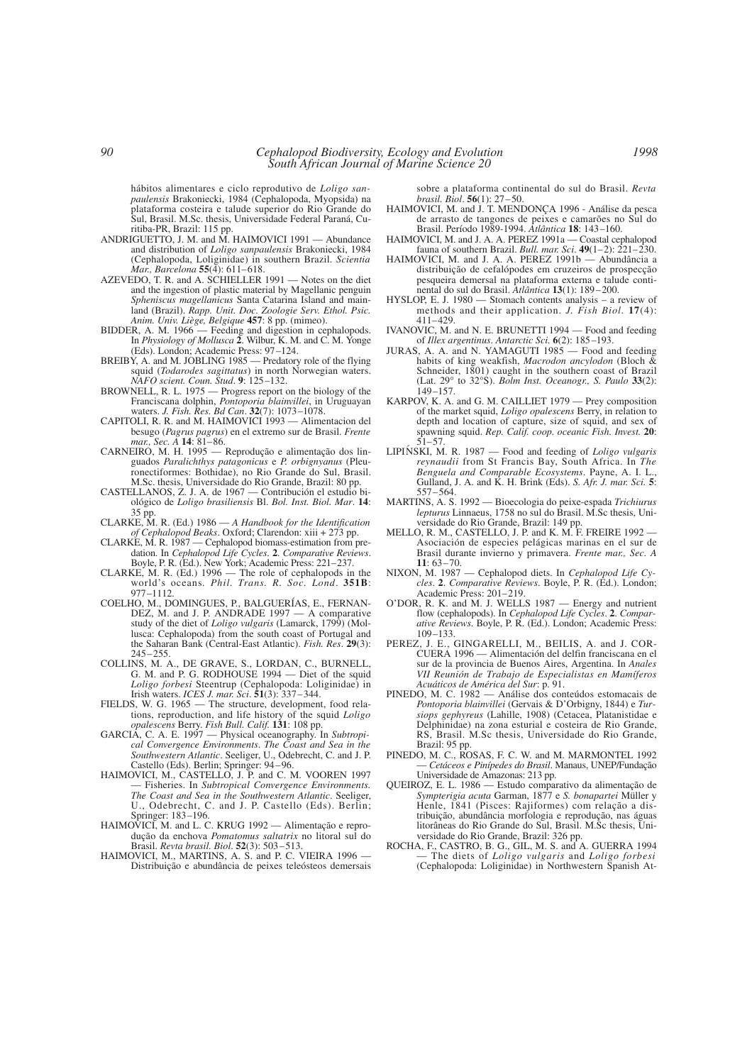hábitos alimentares e ciclo reprodutivo de *Loligo sanpaulensis* Brakoniecki, 1984 (Cephalopoda, Myopsida) na plataforma costeira e talude superior do Rio Grande do Sul, Brasil. M.Sc. thesis, Universidade Federal Paraná, Curitiba-PR, Brazil: 115 pp.

ANDRIGUETTO, J. M. and M. HAIMOVICI 1991 — Abundance and distribution of *Loligo sanpaulensis* Brakoniecki, 1984 (Cephalopoda, Loliginidae) in southern Brazil. *Scientia Mar., Barcelona* **55**(4): 611–618.

AZEVEDO, T. R. and A. SCHIELLER 1991 — Notes on the diet and the ingestion of plastic material by Magellanic penguin *Spheniscus magellanicus* Santa Catarina Island and mainland (Brazil). *Rapp. Unit. Doc. Zoologie Serv. Ethol. Psic. Anim. Univ. Liège, Belgique* **457**: 8 pp. (mimeo).

BIDDER, A. M. 1966 — Feeding and digestion in cephalopods. In *Physiology of Mollusca* **2**. Wilbur, K. M. and C. M. Yonge (Eds). London; Academic Press: 97–124.

BREIBY, A. and M. JOBLING 1985 — Predatory role of the flying squid (*Todarodes sagittatus*) in north Norwegian waters. *NAFO scient. Coun. Stud*. **9**: 125–132.

BROWNELL, R. L. 1975 — Progress report on the biology of the Franciscana dolphin, *Pontoporia blainvillei*, in Uruguayan waters. *J. Fish. Res. Bd Can*. **32**(7): 1073–1078.

CAPITOLI, R. R. and M. HAIMOVICI 1993 — Alimentacion del besugo (*Pagrus pagrus*) en el extremo sur de Brasil. *Frente mar., Sec. A* **14**: 81–86.

CARNEIRO, M. H. 1995 — Reprodução e alimentação dos linguados *Paralichthys patagonicus* e *P. orbignyanus* (Pleuronectiformes: Bothidae), no Rio Grande do Sul, Brasil. M.Sc. thesis, Universidade do Rio Grande, Brazil: 80 pp.

CASTELLANOS, Z. J. A. de 1967 — Contribución el estudio biológico de *Loligo brasiliensis* Bl. *Bol. Inst. Biol. Mar*. **14**: 35 pp.

CLARKE, M. R. (Ed.) 1986 — *A Handbook for the Identification of Cephalopod Beaks*. Oxford; Clarendon: xiii + 273 pp.

CLARKE, M. R. 1987 — Cephalopod biomass-estimation from predation. In *Cephalopod Life Cycles*. **2**. *Comparative Reviews*. Boyle, P. R. (Ed.). New York; Academic Press: 221–237.

CLARKE, M. R. (Ed.) 1996 — The role of cephalopods in the world's oceans. *Phil. Trans. R. Soc. Lond*. **351B**: 977–1112.

COELHO, M., DOMINGUES, P., BALGUERÍAS, E., FERNANDEZ, M. and J. P. ANDRADE 1997 — A comparative study of the diet of *Loligo vulgaris* (Lamarck, 1799) (Mollusca: Cephalopoda) from the south coast of Portugal and the Saharan Bank (Central-East Atlantic). *Fish. Res*. **29**(3): 245–255.

COLLINS, M. A., DE GRAVE, S., LORDAN, C., BURNELL, G. M. and P. G. RODHOUSE 1994 — Diet of the squid *Loligo forbesi* Steentrup (Cephalopoda: Loliginidae) in Irish waters. *ICES J. mar. Sci*. **51**(3): 337–344.

FIELDS, W. G. 1965 — The structure, development, food relations, reproduction, and life history of the squid *Loligo opalescens* Berry. *Fish Bull. Calif.* **131**: 108 pp.

GARCIA, C. A. E. 1997 — Physical oceanography. In *Subtropical Convergence Environments*. *The Coast and Sea in the Southwestern Atlantic*. Seeliger, U., Odebrecht, C. and J. P. Castello (Eds). Berlin; Springer: 94–96.

HAIMOVICI, M., CASTELLO, J. P. and C. M. VOOREN 1997 — Fisheries. In *Subtropical Convergence Environments. The Coast and Sea in the Southwestern Atlantic*. Seeliger, U., Odebrecht, C. and J. P. Castello (Eds). Berlin; Springer: 183–196.

HAIMOVICI, M. and L. C. KRUG 1992 — Alimentação e reprodução da enchova *Pomatomus saltatrix* no litoral sul do Brasil. *Revta brasil. Biol*. **52**(3): 503–513.

HAIMOVICI, M., MARTINS, A. S. and P. C. VIEIRA 1996 — Distribuição e abundância de peixes teleósteos demersais sobre a plataforma continental do sul do Brasil. *Revta brasil. Biol*. **56**(1): 27–50.

HAIMOVICI, M. and J. T. MENDONÇA 1996 - Análise da pesca de arrasto de tangones de peixes e camarões no Sul do Brasil. Período 1989-1994. *Atlântica* **18**: 143–160.

HAIMOVICI, M. and J. A. A. PEREZ 1991a — Coastal cephalopod fauna of southern Brazil. *Bull. mar. Sci*. **49**(1–2): 221–230.

HAIMOVICI, M. and J. A. A. PEREZ 1991b — Abundância a distribuição de cefalópodes em cruzeiros de prospecção pesqueira demersal na plataforma externa e talude continental do sul do Brasil. *Atlântica* **13**(1): 189–200.

HYSLOP, E. J. 1980 — Stomach contents analysis – a review of methods and their application. *J. Fish Biol*. **17**(4): 411–429.

IVANOVIC, M. and N. E. BRUNETTI 1994 — Food and feeding of *Illex argentinus*. *Antarctic Sci.* **6**(2): 185–193.

JURAS, A. A. and N. YAMAGUTI 1985 — Food and feeding habits of king weakfish, *Macrodon ancylodon* (Bloch & Schneider, 1801) caught in the southern coast of Brazil (Lat. 29° to 32°S). *Bolm Inst. Oceanogr., S. Paulo* **33**(2): 149–157.

KARPOV, K. A. and G. M. CAILLIET 1979 — Prey composition of the market squid, *Loligo opalescens* Berry, in relation to depth and location of capture, size of squid, and sex of spawning squid. *Rep. Calif. coop. oceanic Fish. Invest.* **20**: 51–57.

LIPIŃSKI, M. R. 1987 — Food and feeding of *Loligo vulgaris reynaudii* from St Francis Bay, South Africa. In *The Benguela and Comparable Ecosystems*. Payne, A. I. L., Gulland, J. A. and K. H. Brink (Eds). *S. Afr. J. mar. Sci.* **5**: 557–564.

MARTINS, A. S. 1992 — Bioecologia do peixe-espada *Trichiurus lepturus* Linnaeus, 1758 no sul do Brasil. M.Sc thesis, Universidade do Rio Grande, Brazil: 149 pp.

MELLO, R. M., CASTELLO, J. P. and K. M. F. FREIRE 1992 — Asociación de especies pelágicas marinas en el sur de Brasil durante invierno y primavera. *Frente mar., Sec. A* **11**: 63–70.

NIXON, M. 1987 — Cephalopod diets. In *Cephalopod Life Cycles*. **2**. *Comparative Reviews*. Boyle, P. R. (Ed.). London; Academic Press: 201–219.

O'DOR, R. K. and M. J. WELLS 1987 — Energy and nutrient flow (cephalopods). In *Cephalopod Life Cycles*. **2**. *Comparative Reviews*. Boyle, P. R. (Ed.). London; Academic Press: 109–133.

PEREZ, J. E., GINGARELLI, M., BEILIS, A. and J. CORCUERA 1996 — Alimentación del delfin franciscana en el sur de la provincia de Buenos Aires, Argentina. In *Anales VII Reunión de Trabajo de Especialistas en Mamíferos Acuáticos de América del Sur*: p. 91.

PINEDO, M. C. 1982 — Análise dos conteúdos estomacais de *Pontoporia blainvillei* (Gervais & D'Orbigny, 1844) e *Tursiops gephyreus* (Lahille, 1908) (Cetacea, Platanistidae e Delphinidae) na zona esturial e costeira de Rio Grande, RS, Brasil. M.Sc thesis, Universidade do Rio Grande, Brazil: 95 pp.

PINEDO, M. C., ROSAS, F. C. W. and M. MARMONTEL 1992 — *Cetáceos e Pinípedes do Brasil*. Manaus, UNEP/Fundação Universidade de Amazonas: 213 pp.

QUEIROZ, E. L. 1986 — Estudo comparativo da alimentação de *Sympterigia acuta* Garman, 1877 e *S. bonapartei* Müller y Henle, 1841 (Pisces: Rajiformes) com relação a distribuição, abundância morfologia e reprodução, nas águas litorâneas do Rio Grande do Sul, Brasil. M.Sc thesis, Universidade do Rio Grande, Brazil: 326 pp.

ROCHA, F., CASTRO, B. G., GIL, M. S. and A. GUERRA 1994 — The diets of *Loligo vulgaris* and *Loligo forbesi* (Cephalopoda: Loliginidae) in Northwestern Spanish At-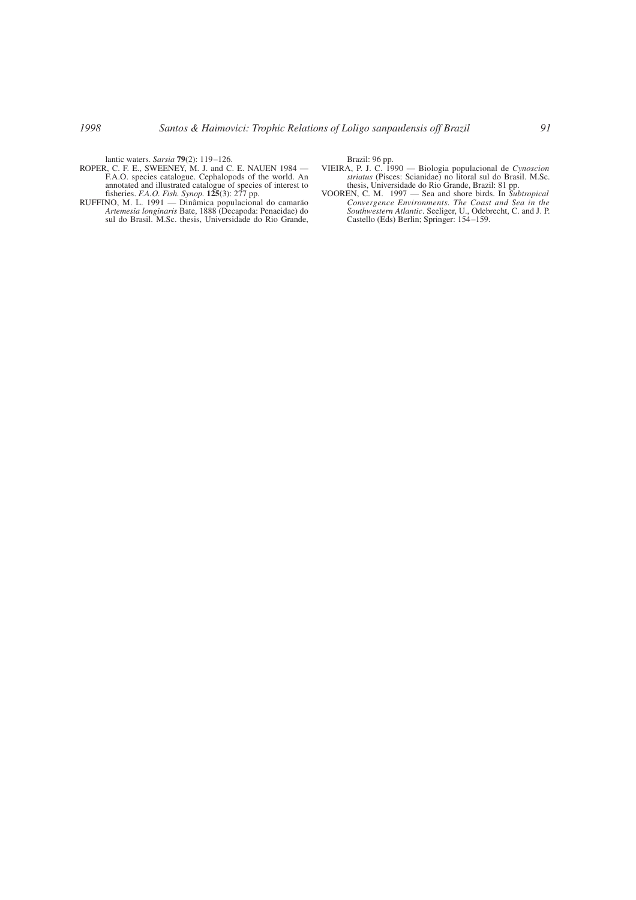lantic waters. *Sarsia* **79**(2): 119–126.

ROPER, C. F. E., SWEENEY, M. J. and C. E. NAUEN 1984 — F.A.O. species catalogue. Cephalopods of the world. An annotated and illustrated catalogue of species of interest to fisheries. *F.A.O. Fish. Synop.* **125**(3): 277 pp.

RUFFINO, M. L. 1991 — Dinâmica populacional do camarão *Artemesia longinaris* Bate, 1888 (Decapoda: Penaeidae) do sul do Brasil. M.Sc. thesis, Universidade do Rio Grande, Brazil: 96 pp.

VIEIRA, P. J. C. 1990 — Biologia populacional de *Cynoscion striatus* (Pisces: Scianidae) no litoral sul do Brasil. M.Sc. thesis, Universidade do Rio Grande, Brazil: 81 pp.

VOOREN, C. M. 1997 — Sea and shore birds. In *Subtropical Convergence Environments. The Coast and Sea in the Southwestern Atlantic*. Seeliger, U., Odebrecht, C. and J. P. Castello (Eds) Berlin; Springer: 154–159.